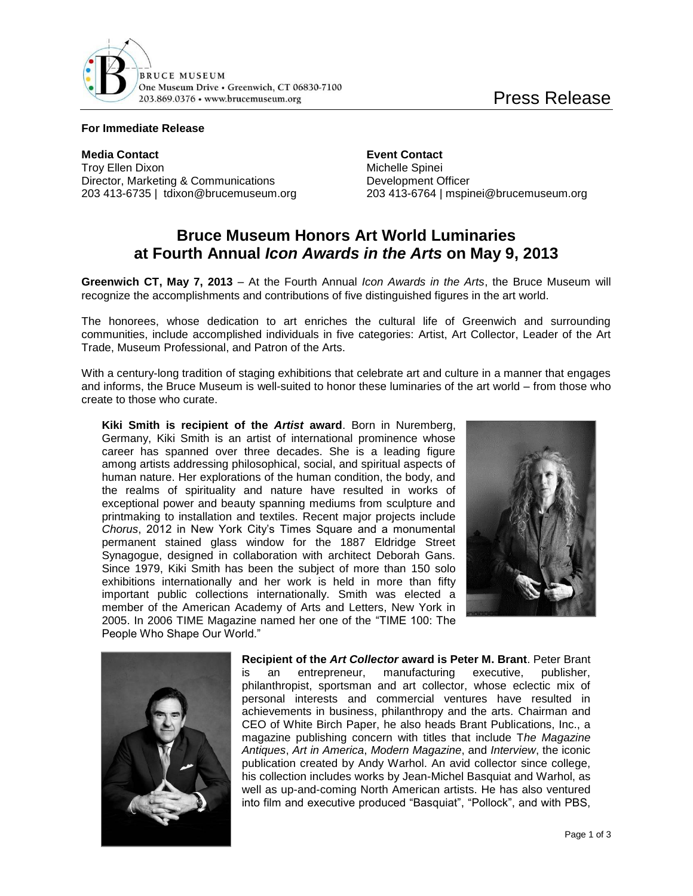BRUCE MUSEUM
One Museum Drive • Greenwich, CT 06830-7100
203.869.0376 • www.brucemuseum.org

Press Release

**For Immediate Release**

**Media Contact**
Troy Ellen Dixon
Director, Marketing & Communications
203 413-6735 | tdixon@brucemuseum.org

**Event Contact**
Michelle Spinei
Development Officer
203 413-6764 | mspinei@brucemuseum.org

# Bruce Museum Honors Art World Luminaries at Fourth Annual *Icon Awards in the Arts* on May 9, 2013

**Greenwich CT, May 7, 2013** – At the Fourth Annual *Icon Awards in the Arts*, the Bruce Museum will recognize the accomplishments and contributions of five distinguished figures in the art world.

The honorees, whose dedication to art enriches the cultural life of Greenwich and surrounding communities, include accomplished individuals in five categories: Artist, Art Collector, Leader of the Art Trade, Museum Professional, and Patron of the Arts.

With a century-long tradition of staging exhibitions that celebrate art and culture in a manner that engages and informs, the Bruce Museum is well-suited to honor these luminaries of the art world – from those who create to those who curate.

**Kiki Smith is recipient of the *Artist* award**. Born in Nuremberg, Germany, Kiki Smith is an artist of international prominence whose career has spanned over three decades. She is a leading figure among artists addressing philosophical, social, and spiritual aspects of human nature. Her explorations of the human condition, the body, and the realms of spirituality and nature have resulted in works of exceptional power and beauty spanning mediums from sculpture and printmaking to installation and textiles. Recent major projects include *Chorus*, 2012 in New York City's Times Square and a monumental permanent stained glass window for the 1887 Eldridge Street Synagogue, designed in collaboration with architect Deborah Gans. Since 1979, Kiki Smith has been the subject of more than 150 solo exhibitions internationally and her work is held in more than fifty important public collections internationally. Smith was elected a member of the American Academy of Arts and Letters, New York in 2005. In 2006 TIME Magazine named her one of the "TIME 100: The People Who Shape Our World."

**Recipient of the *Art Collector* award is Peter M. Brant**. Peter Brant is an entrepreneur, manufacturing executive, publisher, philanthropist, sportsman and art collector, whose eclectic mix of personal interests and commercial ventures have resulted in achievements in business, philanthropy and the arts. Chairman and CEO of White Birch Paper, he also heads Brant Publications, Inc., a magazine publishing concern with titles that include T*he Magazine Antiques*, *Art in America*, *Modern Magazine*, and *Interview*, the iconic publication created by Andy Warhol. An avid collector since college, his collection includes works by Jean-Michel Basquiat and Warhol, as well as up-and-coming North American artists. He has also ventured into film and executive produced "Basquiat", "Pollock", and with PBS,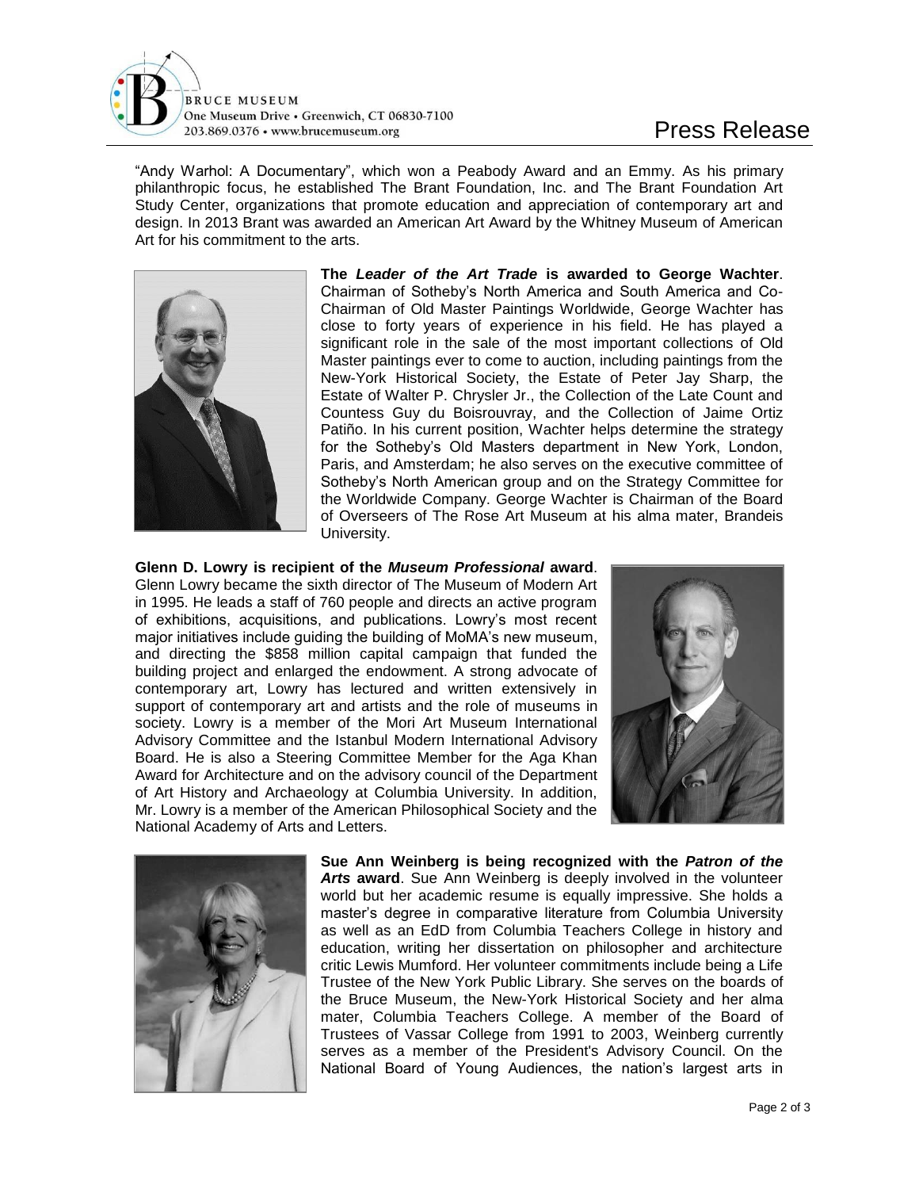"Andy Warhol: A Documentary", which won a Peabody Award and an Emmy. As his primary philanthropic focus, he established The Brant Foundation, Inc. and The Brant Foundation Art Study Center, organizations that promote education and appreciation of contemporary art and design. In 2013 Brant was awarded an American Art Award by the Whitney Museum of American Art for his commitment to the arts.

**The *Leader of the Art Trade* is awarded to George Wachter**. Chairman of Sotheby's North America and South America and Co-Chairman of Old Master Paintings Worldwide, George Wachter has close to forty years of experience in his field. He has played a significant role in the sale of the most important collections of Old Master paintings ever to come to auction, including paintings from the New-York Historical Society, the Estate of Peter Jay Sharp, the Estate of Walter P. Chrysler Jr., the Collection of the Late Count and Countess Guy du Boisrouvray, and the Collection of Jaime Ortiz Patiño. In his current position, Wachter helps determine the strategy for the Sotheby's Old Masters department in New York, London, Paris, and Amsterdam; he also serves on the executive committee of Sotheby's North American group and on the Strategy Committee for the Worldwide Company. George Wachter is Chairman of the Board of Overseers of The Rose Art Museum at his alma mater, Brandeis University.

**Glenn D. Lowry is recipient of the *Museum Professional* award**. Glenn Lowry became the sixth director of The Museum of Modern Art in 1995. He leads a staff of 760 people and directs an active program of exhibitions, acquisitions, and publications. Lowry's most recent major initiatives include guiding the building of MoMA's new museum, and directing the $858 million capital campaign that funded the building project and enlarged the endowment. A strong advocate of contemporary art, Lowry has lectured and written extensively in support of contemporary art and artists and the role of museums in society. Lowry is a member of the Mori Art Museum International Advisory Committee and the Istanbul Modern International Advisory Board. He is also a Steering Committee Member for the Aga Khan Award for Architecture and on the advisory council of the Department of Art History and Archaeology at Columbia University. In addition, Mr. Lowry is a member of the American Philosophical Society and the National Academy of Arts and Letters.

**Sue Ann Weinberg is being recognized with the *Patron of the Arts* award**. Sue Ann Weinberg is deeply involved in the volunteer world but her academic resume is equally impressive. She holds a master's degree in comparative literature from Columbia University as well as an EdD from Columbia Teachers College in history and education, writing her dissertation on philosopher and architecture critic Lewis Mumford. Her volunteer commitments include being a Life Trustee of the New York Public Library. She serves on the boards of the Bruce Museum, the New-York Historical Society and her alma mater, Columbia Teachers College. A member of the Board of Trustees of Vassar College from 1991 to 2003, Weinberg currently serves as a member of the President's Advisory Council. On the National Board of Young Audiences, the nation's largest arts in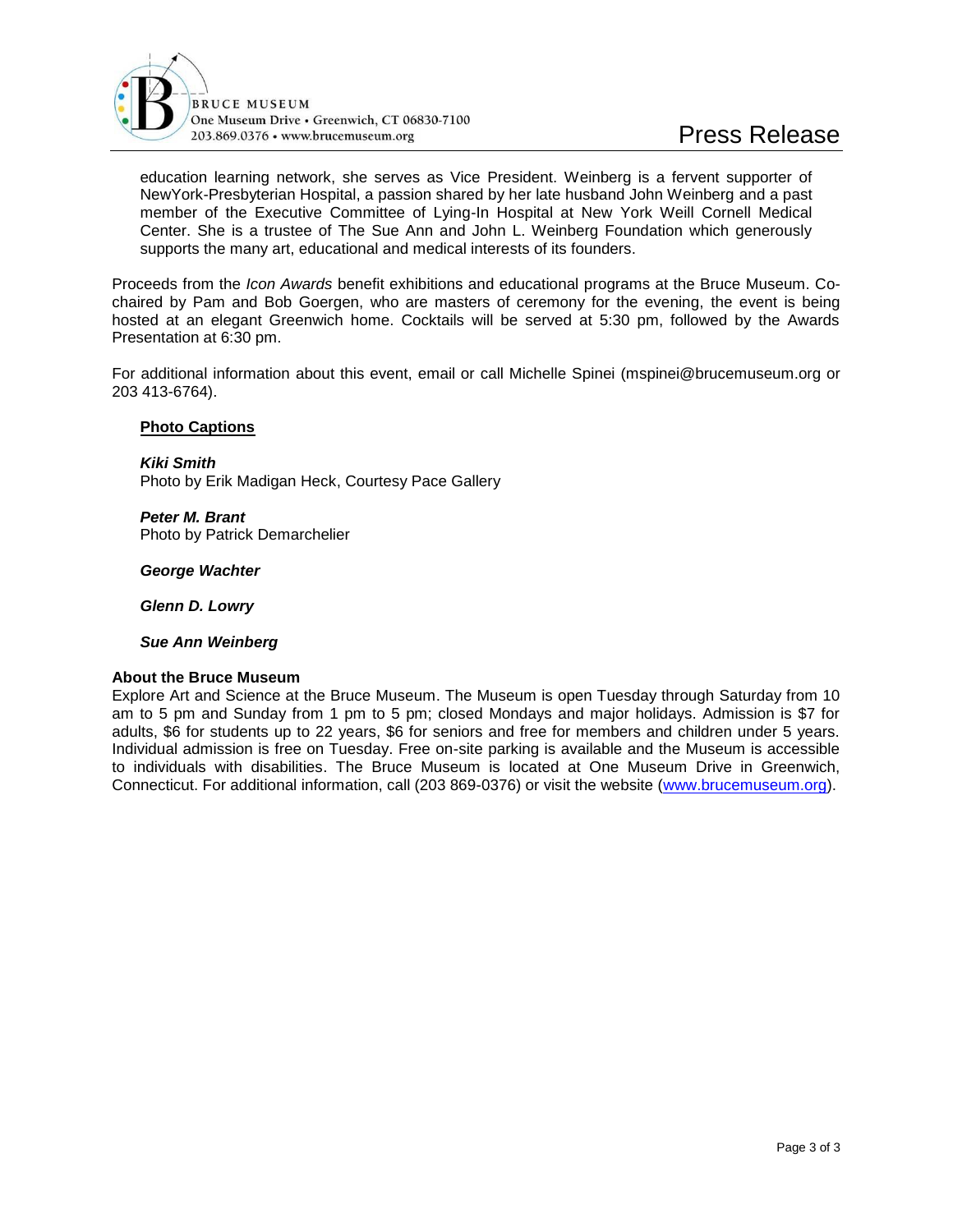education learning network, she serves as Vice President. Weinberg is a fervent supporter of NewYork-Presbyterian Hospital, a passion shared by her late husband John Weinberg and a past member of the Executive Committee of Lying-In Hospital at New York Weill Cornell Medical Center. She is a trustee of The Sue Ann and John L. Weinberg Foundation which generously supports the many art, educational and medical interests of its founders.

Proceeds from the *Icon Awards* benefit exhibitions and educational programs at the Bruce Museum. Co-chaired by Pam and Bob Goergen, who are masters of ceremony for the evening, the event is being hosted at an elegant Greenwich home. Cocktails will be served at 5:30 pm, followed by the Awards Presentation at 6:30 pm.

For additional information about this event, email or call Michelle Spinei (mspinei@brucemuseum.org or 203 413-6764).

**Photo Captions**

***Kiki Smith***
Photo by Erik Madigan Heck, Courtesy Pace Gallery

***Peter M. Brant***
Photo by Patrick Demarchelier

***George Wachter***

***Glenn D. Lowry***

***Sue Ann Weinberg***

**About the Bruce Museum**

Explore Art and Science at the Bruce Museum. The Museum is open Tuesday through Saturday from 10 am to 5 pm and Sunday from 1 pm to 5 pm; closed Mondays and major holidays. Admission is $7 for adults, $6 for students up to 22 years, $6 for seniors and free for members and children under 5 years. Individual admission is free on Tuesday. Free on-site parking is available and the Museum is accessible to individuals with disabilities. The Bruce Museum is located at One Museum Drive in Greenwich, Connecticut. For additional information, call (203 869-0376) or visit the website (www.brucemuseum.org).